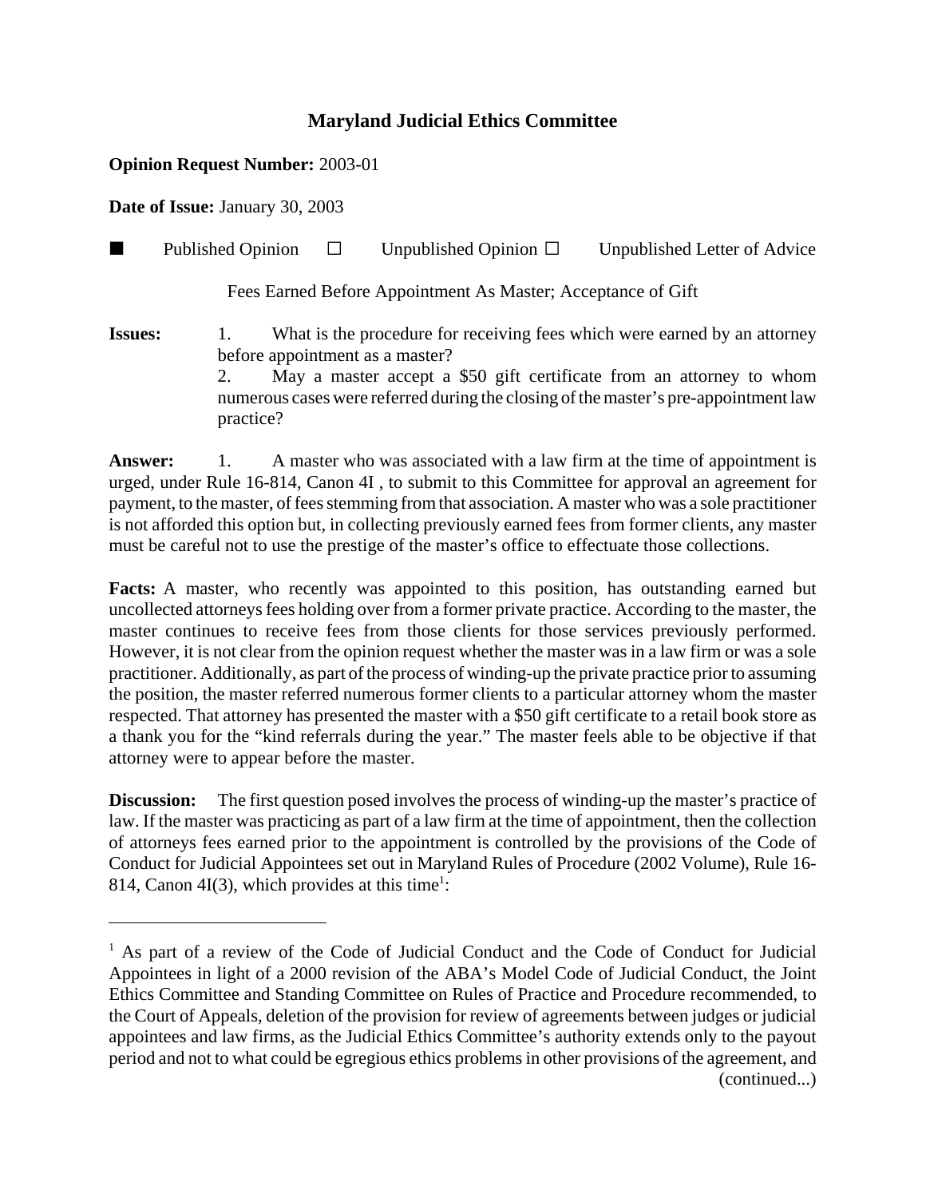# Maryland Judicial Ethics Committee

**Opinion Request Number:** 2003-01

**Date of Issue:** January 30, 2003

■ Published Opinion ☐ Unpublished Opinion ☐ Unpublished Letter of Advice

Fees Earned Before Appointment As Master; Acceptance of Gift

**Issues:** 1. What is the procedure for receiving fees which were earned by an attorney before appointment as a master?
2. May a master accept a $50 gift certificate from an attorney to whom numerous cases were referred during the closing of the master's pre-appointment law practice?

**Answer:** 1. A master who was associated with a law firm at the time of appointment is urged, under Rule 16-814, Canon 4I , to submit to this Committee for approval an agreement for payment, to the master, of fees stemming from that association. A master who was a sole practitioner is not afforded this option but, in collecting previously earned fees from former clients, any master must be careful not to use the prestige of the master's office to effectuate those collections.

**Facts:** A master, who recently was appointed to this position, has outstanding earned but uncollected attorneys fees holding over from a former private practice. According to the master, the master continues to receive fees from those clients for those services previously performed. However, it is not clear from the opinion request whether the master was in a law firm or was a sole practitioner. Additionally, as part of the process of winding-up the private practice prior to assuming the position, the master referred numerous former clients to a particular attorney whom the master respected. That attorney has presented the master with a $50 gift certificate to a retail book store as a thank you for the "kind referrals during the year." The master feels able to be objective if that attorney were to appear before the master.

**Discussion:** The first question posed involves the process of winding-up the master's practice of law. If the master was practicing as part of a law firm at the time of appointment, then the collection of attorneys fees earned prior to the appointment is controlled by the provisions of the Code of Conduct for Judicial Appointees set out in Maryland Rules of Procedure (2002 Volume), Rule 16-814, Canon 4I(3), which provides at this time[1]:

---

[1] As part of a review of the Code of Judicial Conduct and the Code of Conduct for Judicial Appointees in light of a 2000 revision of the ABA's Model Code of Judicial Conduct, the Joint Ethics Committee and Standing Committee on Rules of Practice and Procedure recommended, to the Court of Appeals, deletion of the provision for review of agreements between judges or judicial appointees and law firms, as the Judicial Ethics Committee's authority extends only to the payout period and not to what could be egregious ethics problems in other provisions of the agreement, and (continued...)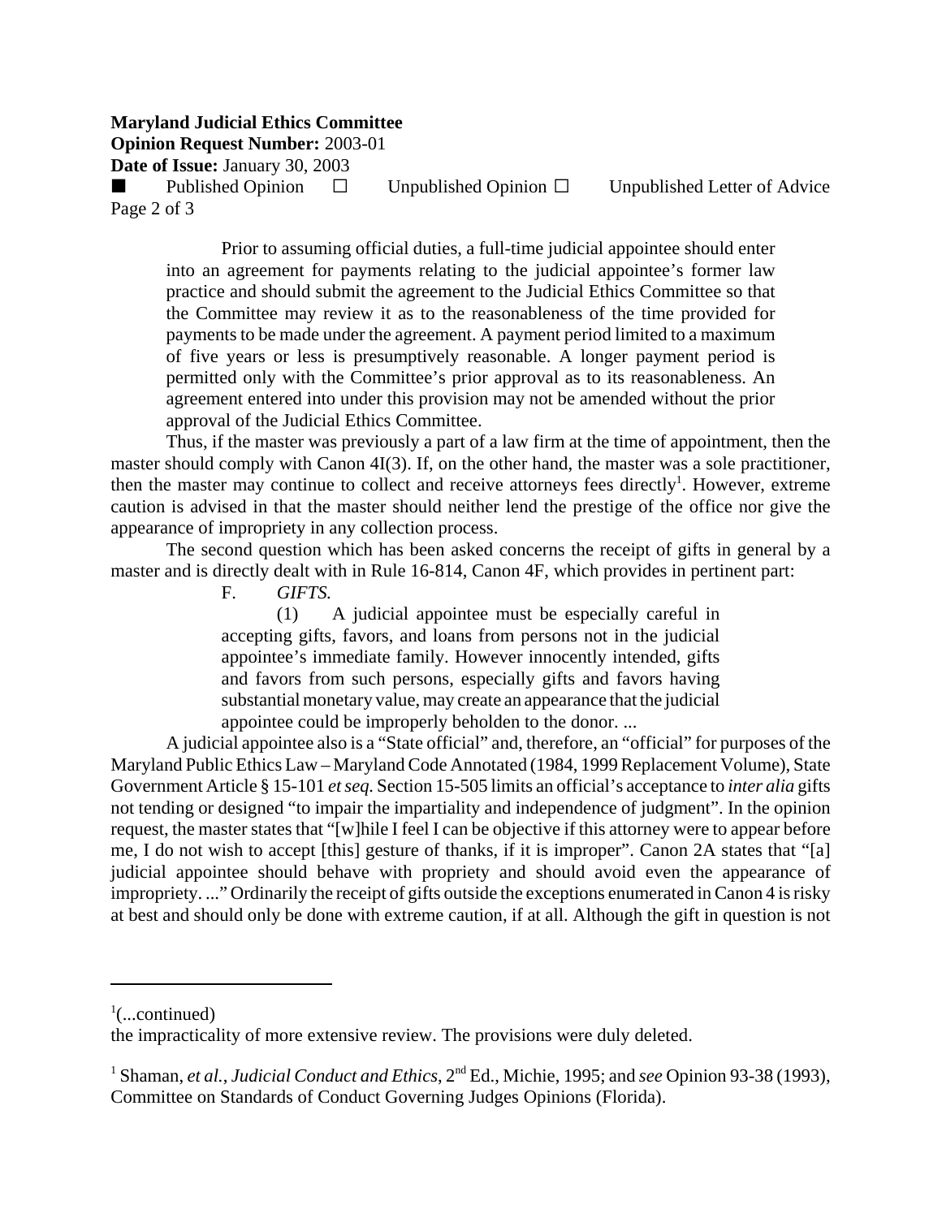> Prior to assuming official duties, a full-time judicial appointee should enter into an agreement for payments relating to the judicial appointee's former law practice and should submit the agreement to the Judicial Ethics Committee so that the Committee may review it as to the reasonableness of the time provided for payments to be made under the agreement. A payment period limited to a maximum of five years or less is presumptively reasonable. A longer payment period is permitted only with the Committee's prior approval as to its reasonableness. An agreement entered into under this provision may not be amended without the prior approval of the Judicial Ethics Committee.

Thus, if the master was previously a part of a law firm at the time of appointment, then the master should comply with Canon 4I(3). If, on the other hand, the master was a sole practitioner, then the master may continue to collect and receive attorneys fees directly[1]. However, extreme caution is advised in that the master should neither lend the prestige of the office nor give the appearance of impropriety in any collection process.

The second question which has been asked concerns the receipt of gifts in general by a master and is directly dealt with in Rule 16-814, Canon 4F, which provides in pertinent part:

> F. *GIFTS.*
>
> (1) A judicial appointee must be especially careful in accepting gifts, favors, and loans from persons not in the judicial appointee's immediate family. However innocently intended, gifts and favors from such persons, especially gifts and favors having substantial monetary value, may create an appearance that the judicial appointee could be improperly beholden to the donor. ...

A judicial appointee also is a "State official" and, therefore, an "official" for purposes of the Maryland Public Ethics Law – Maryland Code Annotated (1984, 1999 Replacement Volume), State Government Article § 15-101 *et seq.* Section 15-505 limits an official's acceptance to *inter alia* gifts not tending or designed "to impair the impartiality and independence of judgment". In the opinion request, the master states that "[w]hile I feel I can be objective if this attorney were to appear before me, I do not wish to accept [this] gesture of thanks, if it is improper". Canon 2A states that "[a] judicial appointee should behave with propriety and should avoid even the appearance of impropriety. ..." Ordinarily the receipt of gifts outside the exceptions enumerated in Canon 4 is risky at best and should only be done with extreme caution, if at all. Although the gift in question is not

---

[1](...continued)
the impracticality of more extensive review. The provisions were duly deleted.

[1] Shaman, *et al.*, *Judicial Conduct and Ethics*, 2nd Ed., Michie, 1995; and *see* Opinion 93-38 (1993), Committee on Standards of Conduct Governing Judges Opinions (Florida).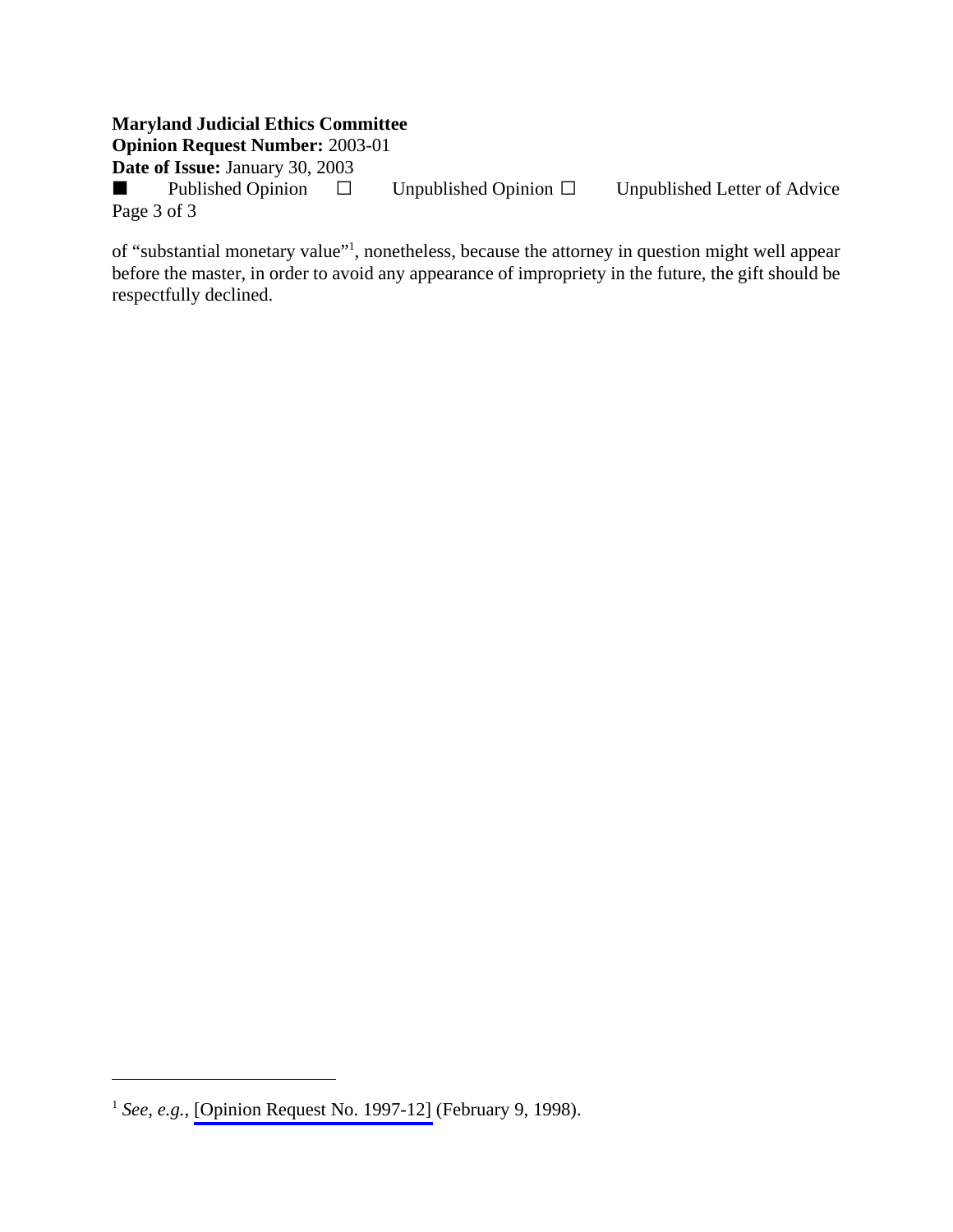of "substantial monetary value"[1], nonetheless, because the attorney in question might well appear before the master, in order to avoid any appearance of impropriety in the future, the gift should be respectfully declined.

---

[1] *See, e.g.*, [Opinion Request No. 1997-12] (February 9, 1998).